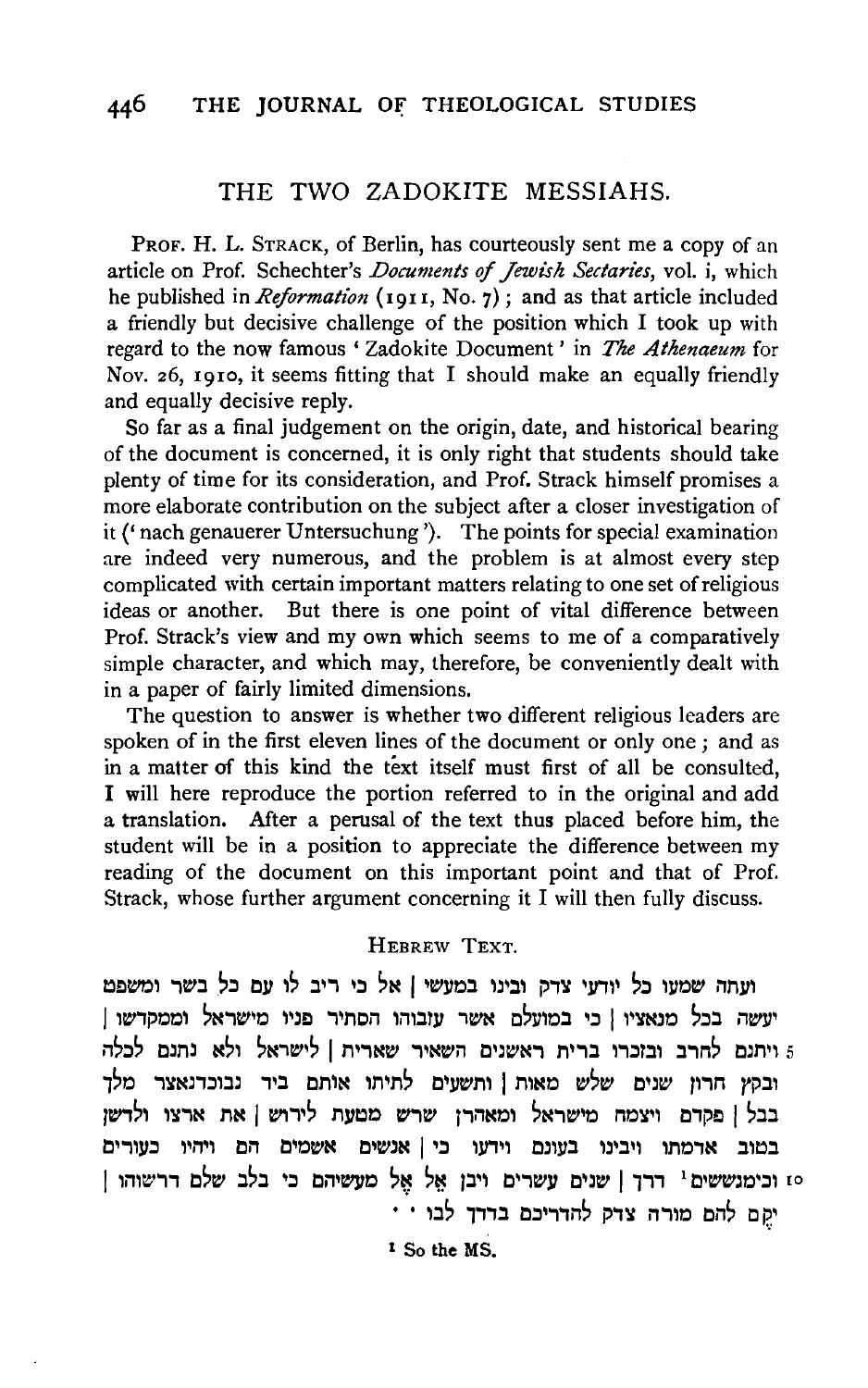## THE TWO ZADOKITE MESSIAHS.

PROF. H. L. STRACK, of Berlin, has courteously sent me a copy of an article on Prof. Schechter's *Documents of Jewish Sectaries*, vol. i, which he published in *Reformation* (1911, No. 7); and as that article included a friendly but decisive challenge of the position which I took up with regard to the now famous 'Zadokite Document' in *The Athenaeum* for Nov. 26, 1910, it seems fitting that I should make an equally friendly and equally decisive reply.

So far as a final judgement on the origin, date, and historical bearing of the document is concerned, it is only right that students should take plenty of time for its consideration, and Prof. Strack himself promises a more elaborate contribution on the subject after a closer investigation of it ('nach genauerer Untersuchung'). The points for special examination are indeed very numerous, and the problem is at almost every step complicated with certain important matters relating to one set of religious ideas or another. But there is one point of vital difference between Prof. Strack's view and my own which seems to me of a comparatively simple character, and which may, therefore, be conveniently dealt with in a paper of fairly limited dimensions.

The question to answer is whether two different religious leaders are spoken of in the first eleven lines of the document or only one; and as in a matter of this kind the text itself must first of all be consulted, I will here reproduce the portion referred to in the original and add a translation. After a perusal of the text thus placed before him, the student will be in a position to appreciate the difference between my reading of the document on this important point and that of Prof. Strack, whose further argument concerning it I will then fully discuss.

### HEBREW TEXT.

ועתה שמעו כל יודעי צדק ובינו במעשי | אל כי ריב לו עם כל בשר ומשפט
יעשה בכל מנאציו | כי במועלם אשר עזבוהו הסתיר פניו מישראל וממקדשו |
5 ויתנם לחרב ובזכרו ברית ראשנים השאיר שארית | לישראל ולא נתנם לכלה
ובקץ חרון שנים שלש מאות | ותשעים לתיתו אותם ביד נבוכדנאצר מלך
בבל | פקדם ויצמח מישראל ומאהרן שרש מטעת לירוש | את ארצו ולדשן
בטוב אדמתו ויבינו בעונם וידעו כי | אנשים אשמים הם ויהיו כעורים
10 וכימגששים[1] דרך | שנים עשרים ויבן אֵל אֶל מעשיהם כי בלב שלם דרשוהו |
יקם להם מורה צדק להדריכם בדרך לבו · ·

[1] So the MS.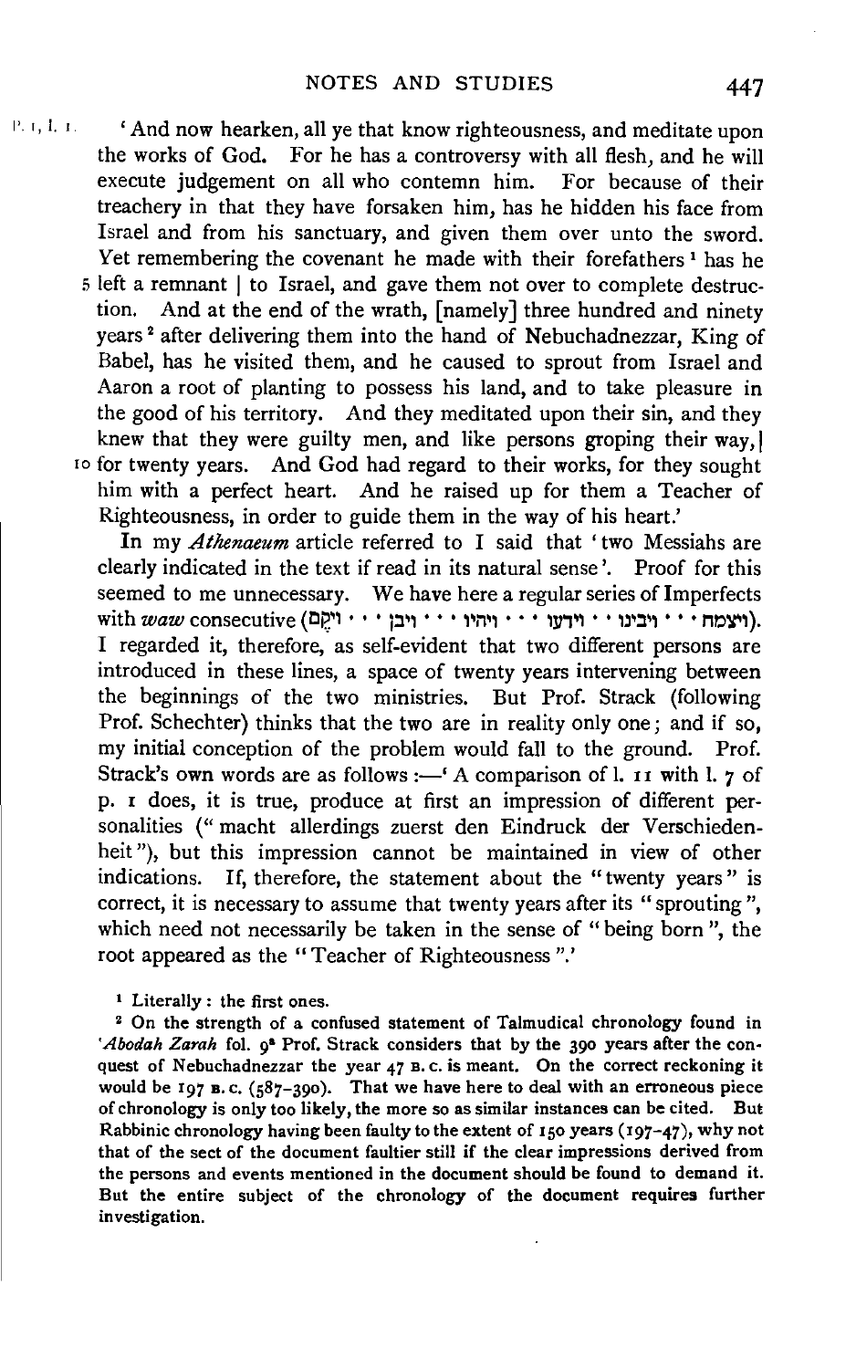P. 1, l. 1. 'And now hearken, all ye that know righteousness, and meditate upon the works of God. For he has a controversy with all flesh, and he will execute judgement on all who contemn him. For because of their treachery in that they have forsaken him, has he hidden his face from Israel and from his sanctuary, and given them over unto the sword. Yet remembering the covenant he made with their forefathers [1] has he 5 left a remnant | to Israel, and gave them not over to complete destruction. And at the end of the wrath, [namely] three hundred and ninety years [2] after delivering them into the hand of Nebuchadnezzar, King of Babel, has he visited them, and he caused to sprout from Israel and Aaron a root of planting to possess his land, and to take pleasure in the good of his territory. And they meditated upon their sin, and they knew that they were guilty men, and like persons groping their way,| 10 for twenty years. And God had regard to their works, for they sought him with a perfect heart. And he raised up for them a Teacher of Righteousness, in order to guide them in the way of his heart.'

In my *Athenaeum* article referred to I said that 'two Messiahs are clearly indicated in the text if read in its natural sense'. Proof for this seemed to me unnecessary. We have here a regular series of Imperfects with *waw* consecutive (ויצמח · · · ויבינו · · וידעו · · · ויהיו · · · ויבן · · · ויקם). I regarded it, therefore, as self-evident that two different persons are introduced in these lines, a space of twenty years intervening between the beginnings of the two ministries. But Prof. Strack (following Prof. Schechter) thinks that the two are in reality only one; and if so, my initial conception of the problem would fall to the ground. Prof. Strack's own words are as follows :—' A comparison of l. 11 with l. 7 of p. 1 does, it is true, produce at first an impression of different personalities ("macht allerdings zuerst den Eindruck der Verschiedenheit"), but this impression cannot be maintained in view of other indications. If, therefore, the statement about the "twenty years" is correct, it is necessary to assume that twenty years after its "sprouting", which need not necessarily be taken in the sense of "being born", the root appeared as the "Teacher of Righteousness".'

[1] Literally: the first ones.

[2] On the strength of a confused statement of Talmudical chronology found in *'Abodah Zarah* fol. 9ª Prof. Strack considers that by the 390 years after the conquest of Nebuchadnezzar the year 47 B.C. is meant. On the correct reckoning it would be 197 B.C. (587–390). That we have here to deal with an erroneous piece of chronology is only too likely, the more so as similar instances can be cited. But Rabbinic chronology having been faulty to the extent of 150 years (197–47), why not that of the sect of the document faultier still if the clear impressions derived from the persons and events mentioned in the document should be found to demand it. But the entire subject of the chronology of the document requires further investigation.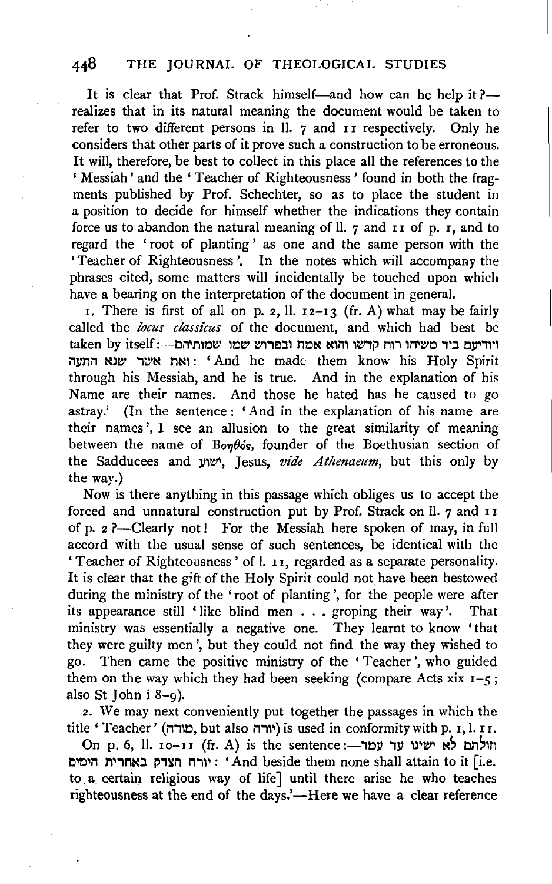It is clear that Prof. Strack himself—and how can he help it?—realizes that in its natural meaning the document would be taken to refer to two different persons in ll. 7 and 11 respectively. Only he considers that other parts of it prove such a construction to be erroneous. It will, therefore, be best to collect in this place all the references to the 'Messiah' and the 'Teacher of Righteousness' found in both the fragments published by Prof. Schechter, so as to place the student in a position to decide for himself whether the indications they contain force us to abandon the natural meaning of ll. 7 and 11 of p. 1, and to regard the 'root of planting' as one and the same person with the 'Teacher of Righteousness'. In the notes which will accompany the phrases cited, some matters will incidentally be touched upon which have a bearing on the interpretation of the document in general.

1. There is first of all on p. 2, ll. 12–13 (fr. A) what may be fairly called the *locus classicus* of the document, and which had best be taken by itself:—ויודיעם ביד משיחו רוח קדשו והוא אמת ובפרוש שמו שמותיהם ואת אשר שנא התעה: 'And he made them know his Holy Spirit through his Messiah, and he is true. And in the explanation of his Name are their names. And those he hated has he caused to go astray.' (In the sentence: 'And in the explanation of his name are their names', I see an allusion to the great similarity of meaning between the name of Βοηθός, founder of the Boethusian section of the Sadducees and ישוע, Jesus, *vide Athenaeum*, but this only by the way.)

Now is there anything in this passage which obliges us to accept the forced and unnatural construction put by Prof. Strack on ll. 7 and 11 of p. 2?—Clearly not! For the Messiah here spoken of may, in full accord with the usual sense of such sentences, be identical with the 'Teacher of Righteousness' of l. 11, regarded as a separate personality. It is clear that the gift of the Holy Spirit could not have been bestowed during the ministry of the 'root of planting', for the people were after its appearance still 'like blind men . . . groping their way'. That ministry was essentially a negative one. They learnt to know 'that they were guilty men', but they could not find the way they wished to go. Then came the positive ministry of the 'Teacher', who guided them on the way which they had been seeking (compare Acts xix 1–5; also St John i 8–9).

2. We may next conveniently put together the passages in which the title 'Teacher' (מורה, but also יורה) is used in conformity with p. 1, l. 11.

On p. 6, ll. 10–11 (fr. A) is the sentence:—וזולתם לא ישיגו עד עמד יורה הצדק באחרית הימים: 'And beside them none shall attain to it [i.e. to a certain religious way of life] until there arise he who teaches righteousness at the end of the days.'—Here we have a clear reference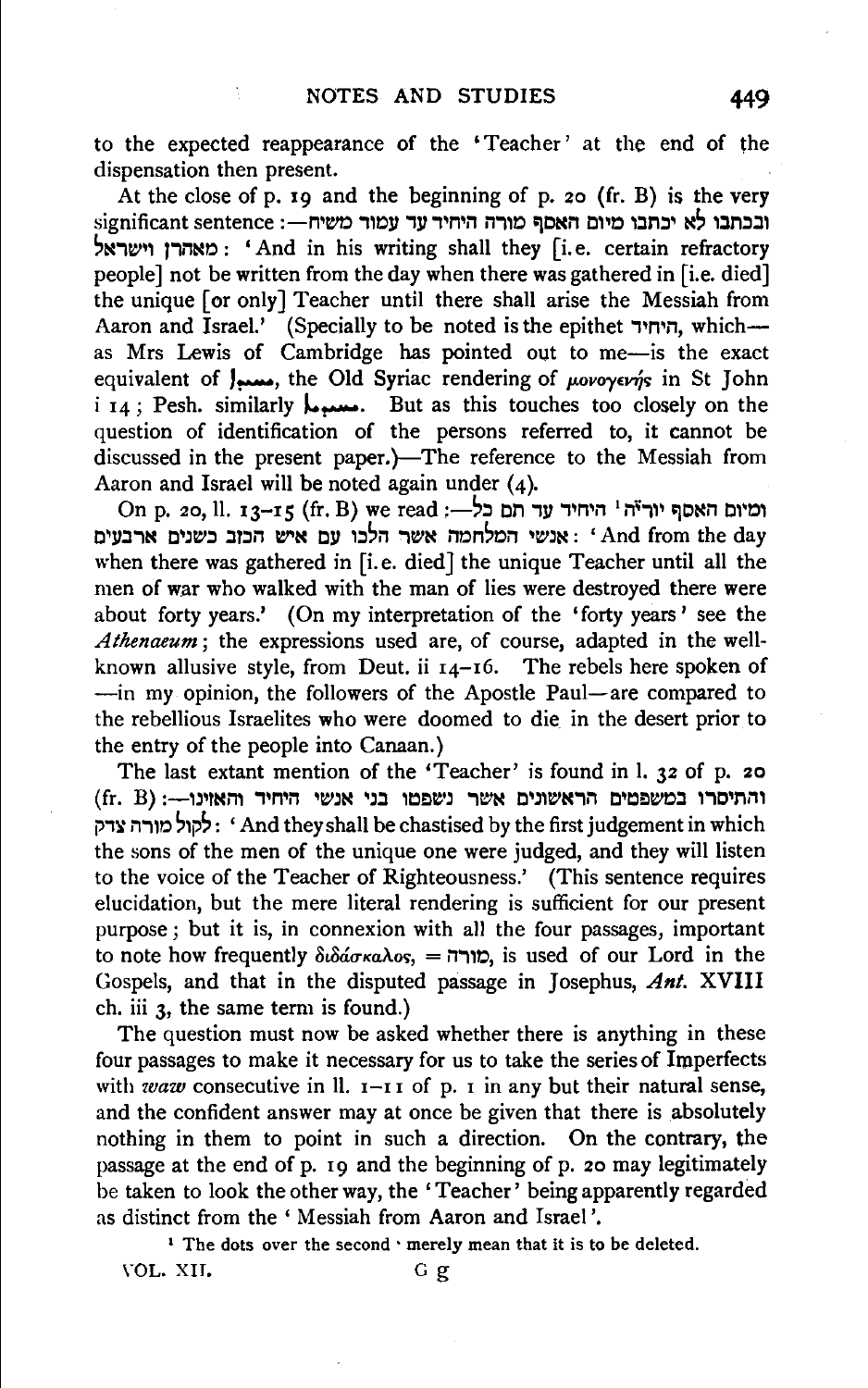to the expected reappearance of the 'Teacher' at the end of the dispensation then present.

At the close of p. 19 and the beginning of p. 20 (fr. B) is the very significant sentence :—ובכתבו לא יכתבו מיום האסף מורה היחיד עד עמוד משיח מאהרן וישראל : 'And in his writing shall they [i.e. certain refractory people] not be written from the day when there was gathered in [i.e. died] the unique [or only] Teacher until there shall arise the Messiah from Aaron and Israel.' (Specially to be noted is the epithet היחיד, which—as Mrs Lewis of Cambridge has pointed out to me—is the exact equivalent of ܝܚܝܕܐ, the Old Syriac rendering of μονογενής in St John i 14; Pesh. similarly ܝܚܝܕܝܐ. But as this touches too closely on the question of identification of the persons referred to, it cannot be discussed in the present paper.)—The reference to the Messiah from Aaron and Israel will be noted again under (4).

On p. 20, ll. 13–15 (fr. B) we read :—ומיום האסף יורי̈ה[1] היחיד עד תם כל אנשי המלחמה אשר הלכו עם איש הכזב כשנים ארבעים : 'And from the day when there was gathered in [i.e. died] the unique Teacher until all the men of war who walked with the man of lies were destroyed there were about forty years.' (On my interpretation of the 'forty years' see the *Athenaeum*; the expressions used are, of course, adapted in the well-known allusive style, from Deut. ii 14–16. The rebels here spoken of —in my opinion, the followers of the Apostle Paul—are compared to the rebellious Israelites who were doomed to die in the desert prior to the entry of the people into Canaan.)

The last extant mention of the 'Teacher' is found in l. 32 of p. 20 (fr. B) :—והתיסרו במשפטים הראשונים אשר נשפטו בני אנשי היחיד והאזינו לקול מורה צדק : 'And they shall be chastised by the first judgement in which the sons of the men of the unique one were judged, and they will listen to the voice of the Teacher of Righteousness.' (This sentence requires elucidation, but the mere literal rendering is sufficient for our present purpose; but it is, in connexion with all the four passages, important to note how frequently διδάσκαλος, = מורה, is used of our Lord in the Gospels, and that in the disputed passage in Josephus, *Ant.* XVIII ch. iii 3, the same term is found.)

The question must now be asked whether there is anything in these four passages to make it necessary for us to take the series of Imperfects with *waw* consecutive in ll. 1–11 of p. 1 in any but their natural sense, and the confident answer may at once be given that there is absolutely nothing in them to point in such a direction. On the contrary, the passage at the end of p. 19 and the beginning of p. 20 may legitimately be taken to look the other way, the 'Teacher' being apparently regarded as distinct from the 'Messiah from Aaron and Israel'.

[1] The dots over the second ׳ merely mean that it is to be deleted.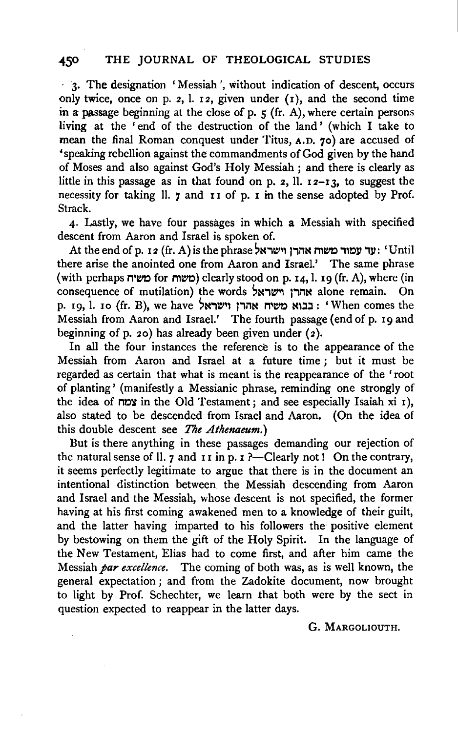3. The designation 'Messiah', without indication of descent, occurs only twice, once on p. 2, l. 12, given under (1), and the second time in a passage beginning at the close of p. 5 (fr. A), where certain persons living at the 'end of the destruction of the land' (which I take to mean the final Roman conquest under Titus, A.D. 70) are accused of 'speaking rebellion against the commandments of God given by the hand of Moses and also against God's Holy Messiah; and there is clearly as little in this passage as in that found on p. 2, ll. 12–13, to suggest the necessity for taking ll. 7 and 11 of p. 1 in the sense adopted by Prof. Strack.

4. Lastly, we have four passages in which a Messiah with specified descent from Aaron and Israel is spoken of.

At the end of p. 12 (fr. A) is the phrase עד עמוד משוח אהרן וישראל: 'Until there arise the anointed one from Aaron and Israel.' The same phrase (with perhaps משיח for משוח) clearly stood on p. 14, l. 19 (fr. A), where (in consequence of mutilation) the words אהרן וישראל alone remain. On p. 19, l. 10 (fr. B), we have בבוא משיח אהרן וישראל: 'When comes the Messiah from Aaron and Israel.' The fourth passage (end of p. 19 and beginning of p. 20) has already been given under (2).

In all the four instances the reference is to the appearance of the Messiah from Aaron and Israel at a future time; but it must be regarded as certain that what is meant is the reappearance of the 'root of planting' (manifestly a Messianic phrase, reminding one strongly of the idea of צמח in the Old Testament; and see especially Isaiah xi 1), also stated to be descended from Israel and Aaron. (On the idea of this double descent see *The Athenaeum*.)

But is there anything in these passages demanding our rejection of the natural sense of ll. 7 and 11 in p. 1?—Clearly not! On the contrary, it seems perfectly legitimate to argue that there is in the document an intentional distinction between the Messiah descending from Aaron and Israel and the Messiah, whose descent is not specified, the former having at his first coming awakened men to a knowledge of their guilt, and the latter having imparted to his followers the positive element by bestowing on them the gift of the Holy Spirit. In the language of the New Testament, Elias had to come first, and after him came the Messiah *par excellence*. The coming of both was, as is well known, the general expectation; and from the Zadokite document, now brought to light by Prof. Schechter, we learn that both were by the sect in question expected to reappear in the latter days.

G. MARGOLIOUTH.